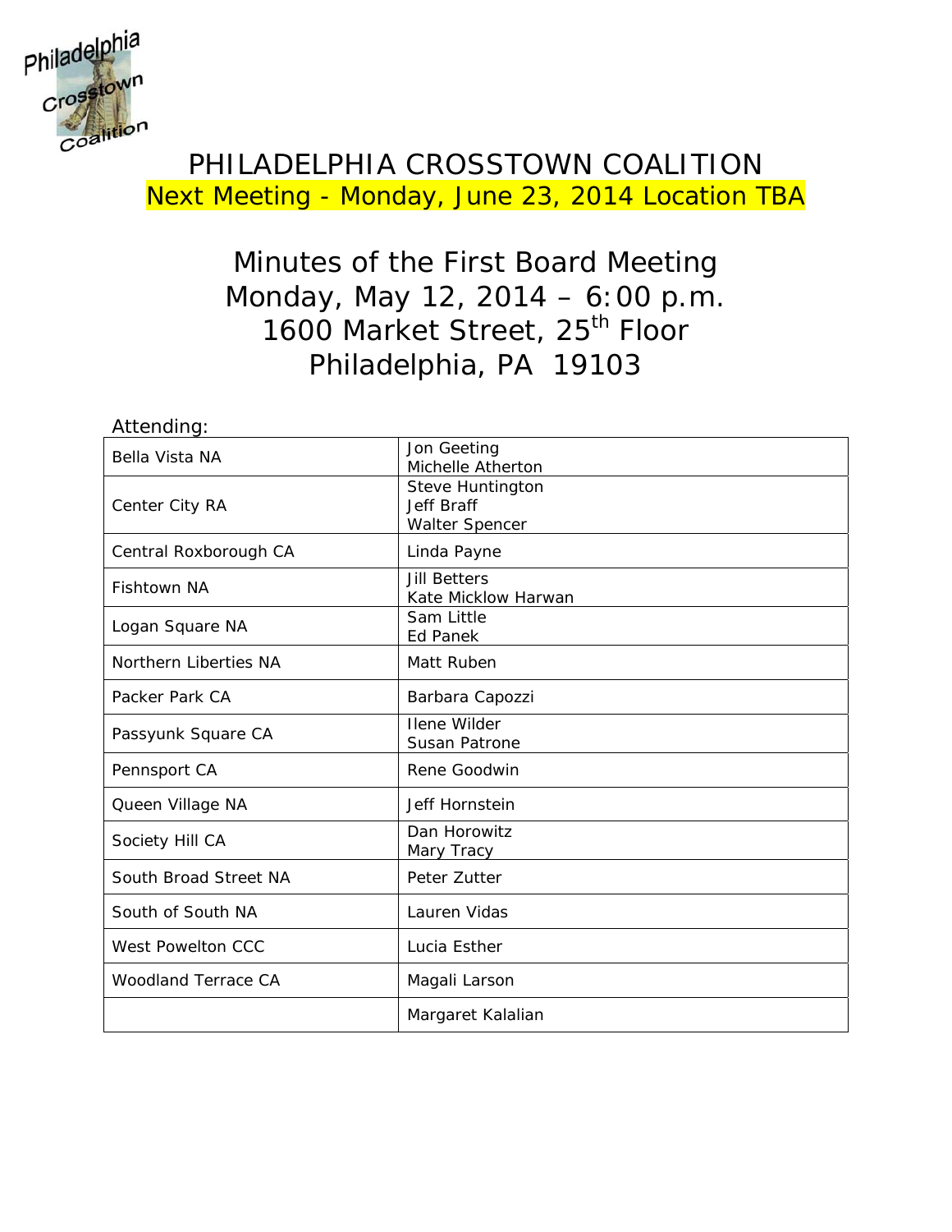# PHILADELPHIA CROSSTOWN COALITION

**Next Meeting - Monday, June 23, 2014 Location TBA**

## Minutes of the First Board Meeting
## Monday, May 12, 2014 – 6:00 p.m.
## 1600 Market Street, 25th Floor
## Philadelphia, PA 19103

Attending:

| Organization | Attendees |
|---|---|
| Bella Vista NA | Jon Geeting<br>Michelle Atherton |
| Center City RA | Steve Huntington<br>Jeff Braff<br>Walter Spencer |
| Central Roxborough CA | Linda Payne |
| Fishtown NA | Jill Betters<br>Kate Micklow Harwan |
| Logan Square NA | Sam Little<br>Ed Panek |
| Northern Liberties NA | Matt Ruben |
| Packer Park CA | Barbara Capozzi |
| Passyunk Square CA | Ilene Wilder<br>Susan Patrone |
| Pennsport CA | Rene Goodwin |
| Queen Village NA | Jeff Hornstein |
| Society Hill CA | Dan Horowitz<br>Mary Tracy |
| South Broad Street NA | Peter Zutter |
| South of South NA | Lauren Vidas |
| West Powelton CCC | Lucia Esther |
| Woodland Terrace CA | Magali Larson |
| | Margaret Kalalian |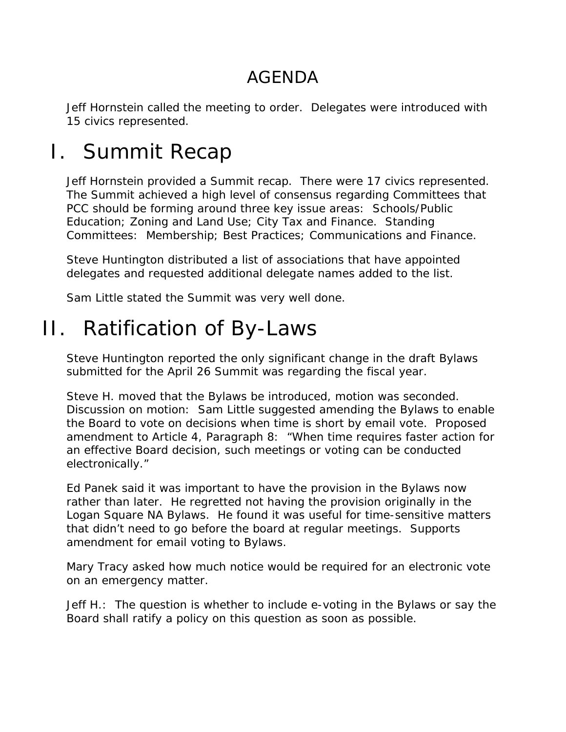# AGENDA

Jeff Hornstein called the meeting to order. Delegates were introduced with 15 civics represented.

# I. Summit Recap

Jeff Hornstein provided a Summit recap. There were 17 civics represented. The Summit achieved a high level of consensus regarding Committees that PCC should be forming around three key issue areas: Schools/Public Education; Zoning and Land Use; City Tax and Finance. Standing Committees: Membership; Best Practices; Communications and Finance.

Steve Huntington distributed a list of associations that have appointed delegates and requested additional delegate names added to the list.

Sam Little stated the Summit was very well done.

# II. Ratification of By-Laws

Steve Huntington reported the only significant change in the draft Bylaws submitted for the April 26 Summit was regarding the fiscal year.

Steve H. moved that the Bylaws be introduced, motion was seconded. Discussion on motion: Sam Little suggested amending the Bylaws to enable the Board to vote on decisions when time is short by email vote. Proposed amendment to Article 4, Paragraph 8: "When time requires faster action for an effective Board decision, such meetings or voting can be conducted electronically."

Ed Panek said it was important to have the provision in the Bylaws now rather than later. He regretted not having the provision originally in the Logan Square NA Bylaws. He found it was useful for time-sensitive matters that didn't need to go before the board at regular meetings. Supports amendment for email voting to Bylaws.

Mary Tracy asked how much notice would be required for an electronic vote on an emergency matter.

Jeff H.: The question is whether to include e-voting in the Bylaws or say the Board shall ratify a policy on this question as soon as possible.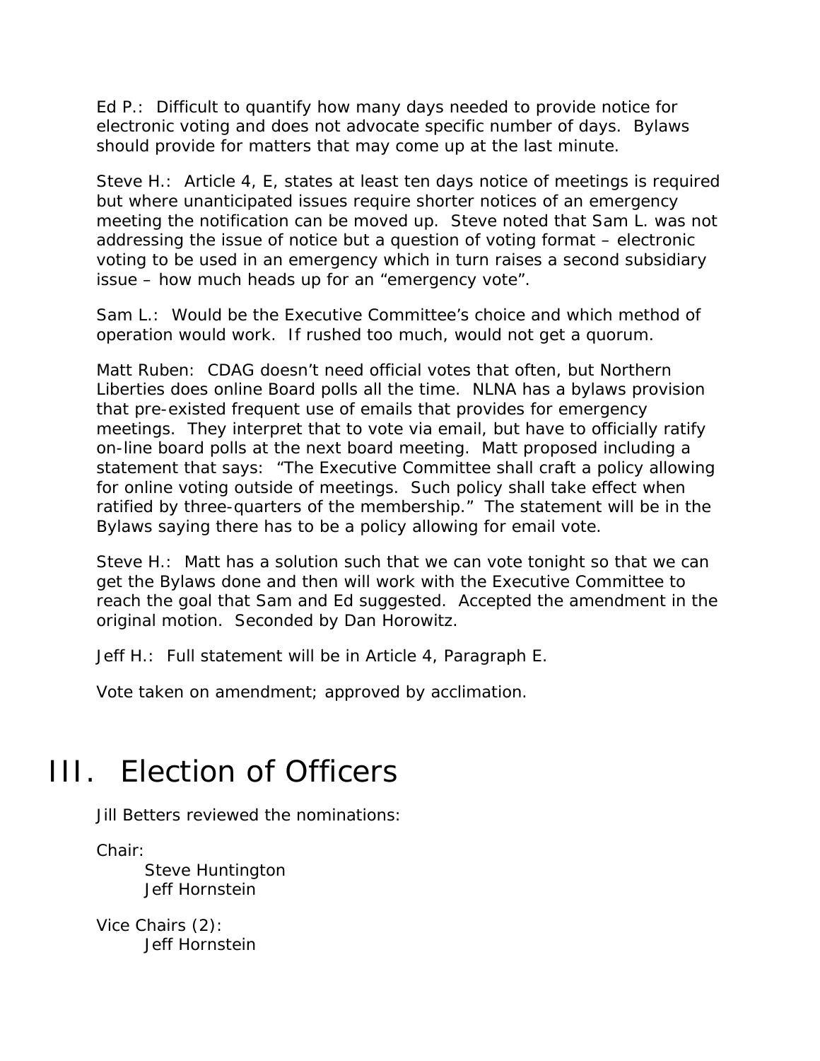Ed P.:  Difficult to quantify how many days needed to provide notice for electronic voting and does not advocate specific number of days.  Bylaws should provide for matters that may come up at the last minute.

Steve H.:  Article 4, E, states at least ten days notice of meetings is required but where unanticipated issues require shorter notices of an emergency meeting the notification can be moved up.  Steve noted that Sam L. was not addressing the issue of notice but a question of voting format – electronic voting to be used in an emergency which in turn raises a second subsidiary issue – how much heads up for an "emergency vote".

Sam L.:  Would be the Executive Committee's choice and which method of operation would work.  If rushed too much, would not get a quorum.

Matt Ruben:  CDAG doesn't need official votes that often, but Northern Liberties does online Board polls all the time.  NLNA has a bylaws provision that pre-existed frequent use of emails that provides for emergency meetings.  They interpret that to vote via email, but have to officially ratify on-line board polls at the next board meeting.  Matt proposed including a statement that says:  "The Executive Committee shall craft a policy allowing for online voting outside of meetings.  Such policy shall take effect when ratified by three-quarters of the membership."  The statement will be in the Bylaws saying there has to be a policy allowing for email vote.

Steve H.:  Matt has a solution such that we can vote tonight so that we can get the Bylaws done and then will work with the Executive Committee to reach the goal that Sam and Ed suggested.  Accepted the amendment in the original motion.  Seconded by Dan Horowitz.

Jeff H.:  Full statement will be in Article 4, Paragraph E.

Vote taken on amendment; approved by acclimation.

# III. Election of Officers

Jill Betters reviewed the nominations:

Chair:
- Steve Huntington
- Jeff Hornstein

Vice Chairs (2):
- Jeff Hornstein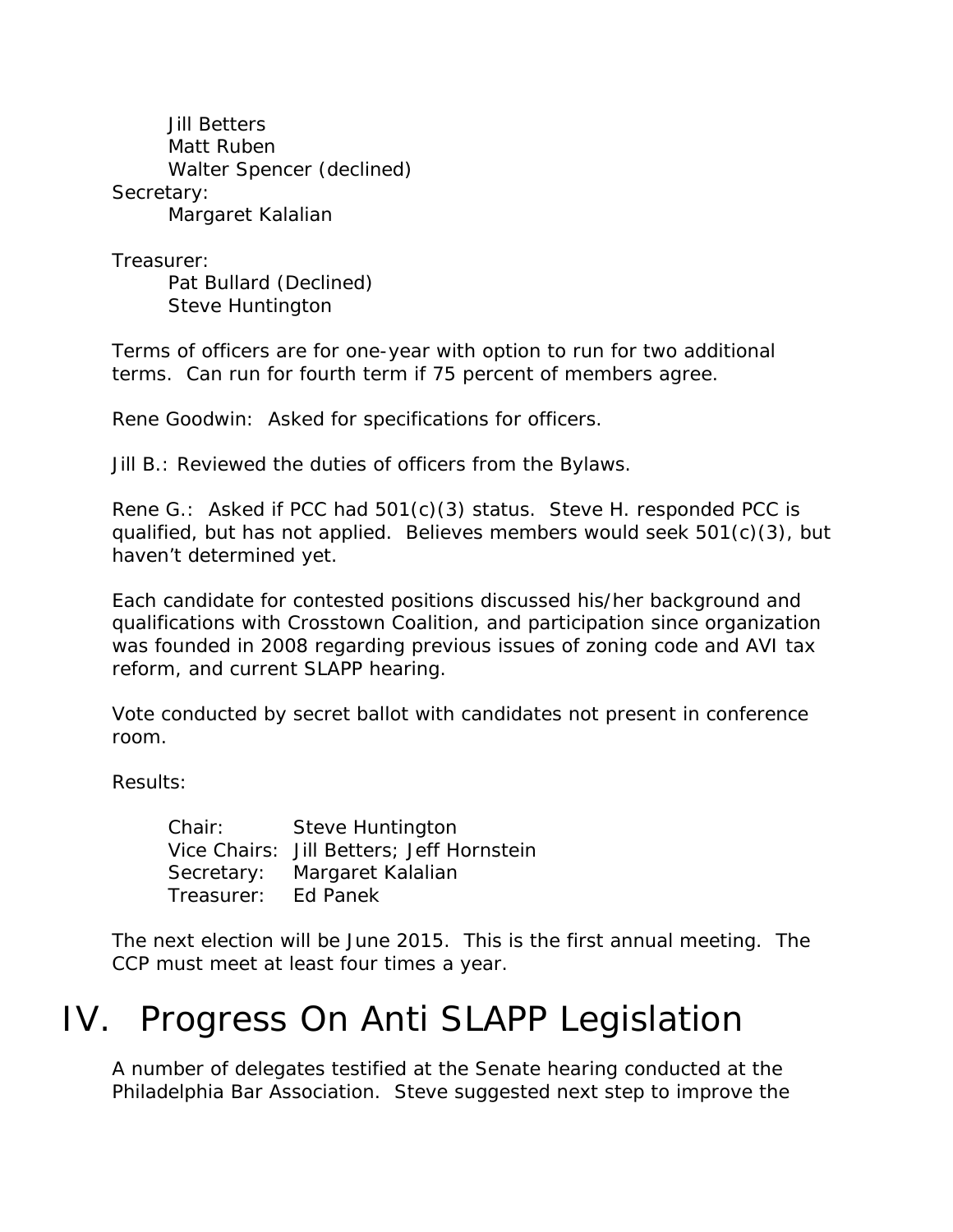Jill Betters  
Matt Ruben  
Walter Spencer (declined)

Secretary:  
Margaret Kalalian

Treasurer:  
Pat Bullard (Declined)  
Steve Huntington

Terms of officers are for one-year with option to run for two additional terms. Can run for fourth term if 75 percent of members agree.

Rene Goodwin: Asked for specifications for officers.

Jill B.: Reviewed the duties of officers from the Bylaws.

Rene G.: Asked if PCC had 501(c)(3) status. Steve H. responded PCC is qualified, but has not applied. Believes members would seek 501(c)(3), but haven't determined yet.

Each candidate for contested positions discussed his/her background and qualifications with Crosstown Coalition, and participation since organization was founded in 2008 regarding previous issues of zoning code and AVI tax reform, and current SLAPP hearing.

Vote conducted by secret ballot with candidates not present in conference room.

Results:

Chair: Steve Huntington  
Vice Chairs: Jill Betters; Jeff Hornstein  
Secretary: Margaret Kalalian  
Treasurer: Ed Panek

The next election will be June 2015. This is the first annual meeting. The CCP must meet at least four times a year.

# IV. Progress On Anti SLAPP Legislation

A number of delegates testified at the Senate hearing conducted at the Philadelphia Bar Association. Steve suggested next step to improve the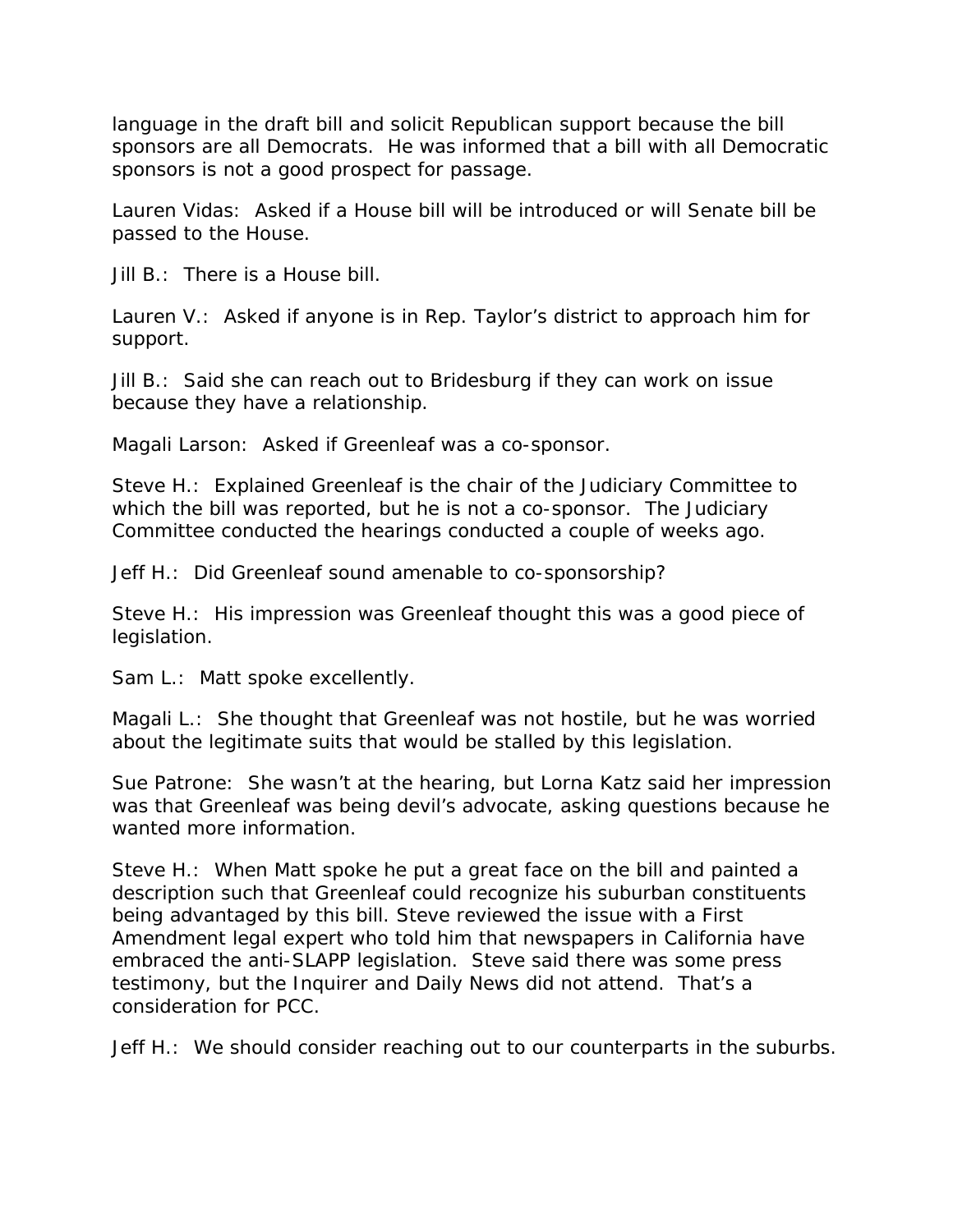language in the draft bill and solicit Republican support because the bill sponsors are all Democrats. He was informed that a bill with all Democratic sponsors is not a good prospect for passage.

Lauren Vidas: Asked if a House bill will be introduced or will Senate bill be passed to the House.

Jill B.: There is a House bill.

Lauren V.: Asked if anyone is in Rep. Taylor's district to approach him for support.

Jill B.: Said she can reach out to Bridesburg if they can work on issue because they have a relationship.

Magali Larson: Asked if Greenleaf was a co-sponsor.

Steve H.: Explained Greenleaf is the chair of the Judiciary Committee to which the bill was reported, but he is not a co-sponsor. The Judiciary Committee conducted the hearings conducted a couple of weeks ago.

Jeff H.: Did Greenleaf sound amenable to co-sponsorship?

Steve H.: His impression was Greenleaf thought this was a good piece of legislation.

Sam L.: Matt spoke excellently.

Magali L.: She thought that Greenleaf was not hostile, but he was worried about the legitimate suits that would be stalled by this legislation.

Sue Patrone: She wasn't at the hearing, but Lorna Katz said her impression was that Greenleaf was being devil's advocate, asking questions because he wanted more information.

Steve H.: When Matt spoke he put a great face on the bill and painted a description such that Greenleaf could recognize his suburban constituents being advantaged by this bill. Steve reviewed the issue with a First Amendment legal expert who told him that newspapers in California have embraced the anti-SLAPP legislation. Steve said there was some press testimony, but the Inquirer and Daily News did not attend. That's a consideration for PCC.

Jeff H.: We should consider reaching out to our counterparts in the suburbs.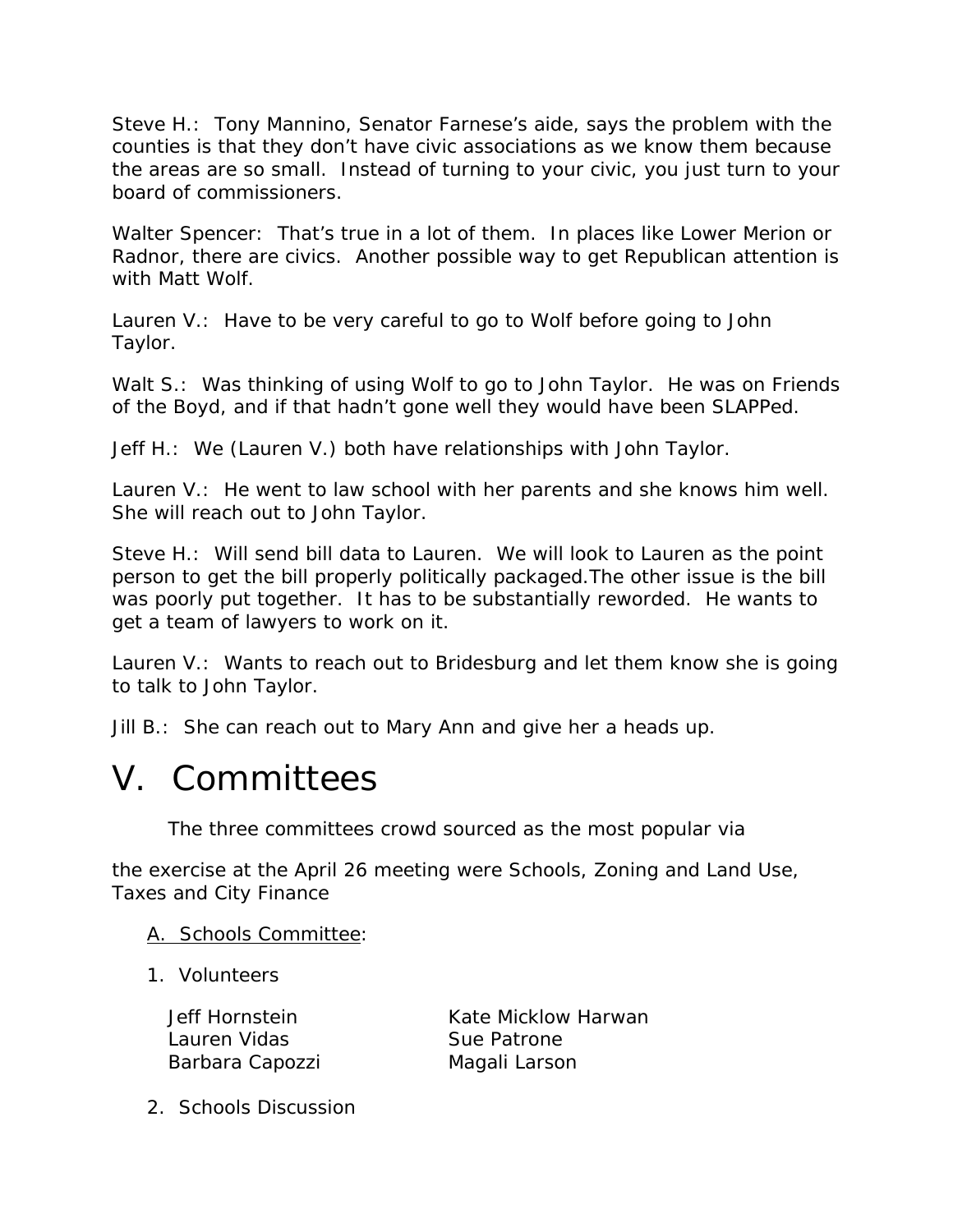Steve H.: Tony Mannino, Senator Farnese's aide, says the problem with the counties is that they don't have civic associations as we know them because the areas are so small. Instead of turning to your civic, you just turn to your board of commissioners.

Walter Spencer: That's true in a lot of them. In places like Lower Merion or Radnor, there are civics. Another possible way to get Republican attention is with Matt Wolf.

Lauren V.: Have to be very careful to go to Wolf before going to John Taylor.

Walt S.: Was thinking of using Wolf to go to John Taylor. He was on Friends of the Boyd, and if that hadn't gone well they would have been SLAPPed.

Jeff H.: We (Lauren V.) both have relationships with John Taylor.

Lauren V.: He went to law school with her parents and she knows him well. She will reach out to John Taylor.

Steve H.: Will send bill data to Lauren. We will look to Lauren as the point person to get the bill properly politically packaged.The other issue is the bill was poorly put together. It has to be substantially reworded. He wants to get a team of lawyers to work on it.

Lauren V.: Wants to reach out to Bridesburg and let them know she is going to talk to John Taylor.

Jill B.: She can reach out to Mary Ann and give her a heads up.

# V. Committees

The three committees crowd sourced as the most popular via the exercise at the April 26 meeting were Schools, Zoning and Land Use, Taxes and City Finance

A. Schools Committee:

1. Volunteers

   - Jeff Hornstein
   - Lauren Vidas
   - Barbara Capozzi
   - Kate Micklow Harwan
   - Sue Patrone
   - Magali Larson

2. Schools Discussion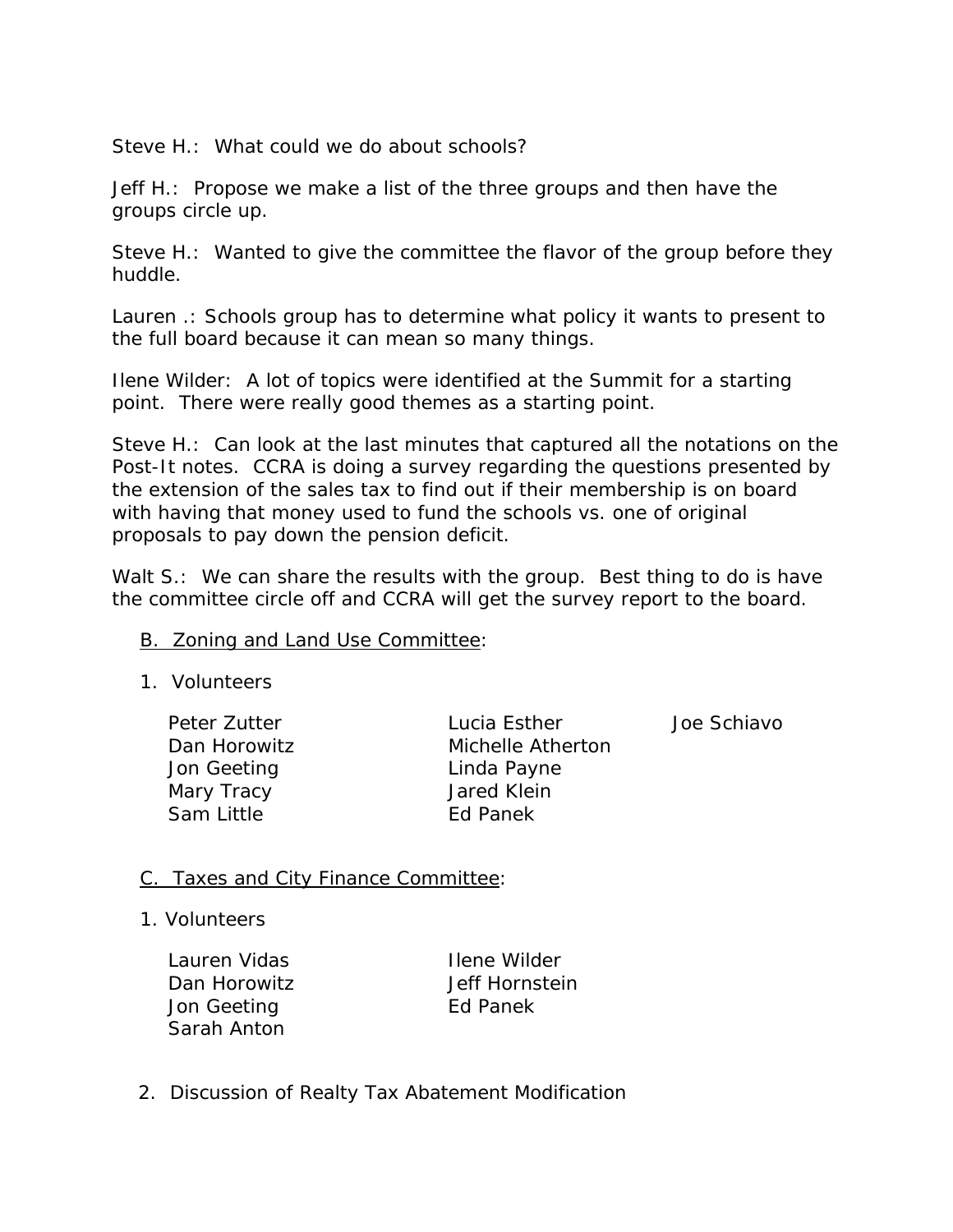Steve H.: What could we do about schools?

Jeff H.: Propose we make a list of the three groups and then have the groups circle up.

Steve H.: Wanted to give the committee the flavor of the group before they huddle.

Lauren .: Schools group has to determine what policy it wants to present to the full board because it can mean so many things.

Ilene Wilder: A lot of topics were identified at the Summit for a starting point. There were really good themes as a starting point.

Steve H.: Can look at the last minutes that captured all the notations on the Post-It notes. CCRA is doing a survey regarding the questions presented by the extension of the sales tax to find out if their membership is on board with having that money used to fund the schools vs. one of original proposals to pay down the pension deficit.

Walt S.: We can share the results with the group. Best thing to do is have the committee circle off and CCRA will get the survey report to the board.

B. <u>Zoning and Land Use Committee</u>:

1. Volunteers

Peter Zutter
Dan Horowitz
Jon Geeting
Mary Tracy
Sam Little
Lucia Esther
Michelle Atherton
Linda Payne
Jared Klein
Ed Panek
Joe Schiavo

C. <u>Taxes and City Finance Committee</u>:

1. Volunteers

Lauren Vidas
Dan Horowitz
Jon Geeting
Sarah Anton
Ilene Wilder
Jeff Hornstein
Ed Panek

2. Discussion of Realty Tax Abatement Modification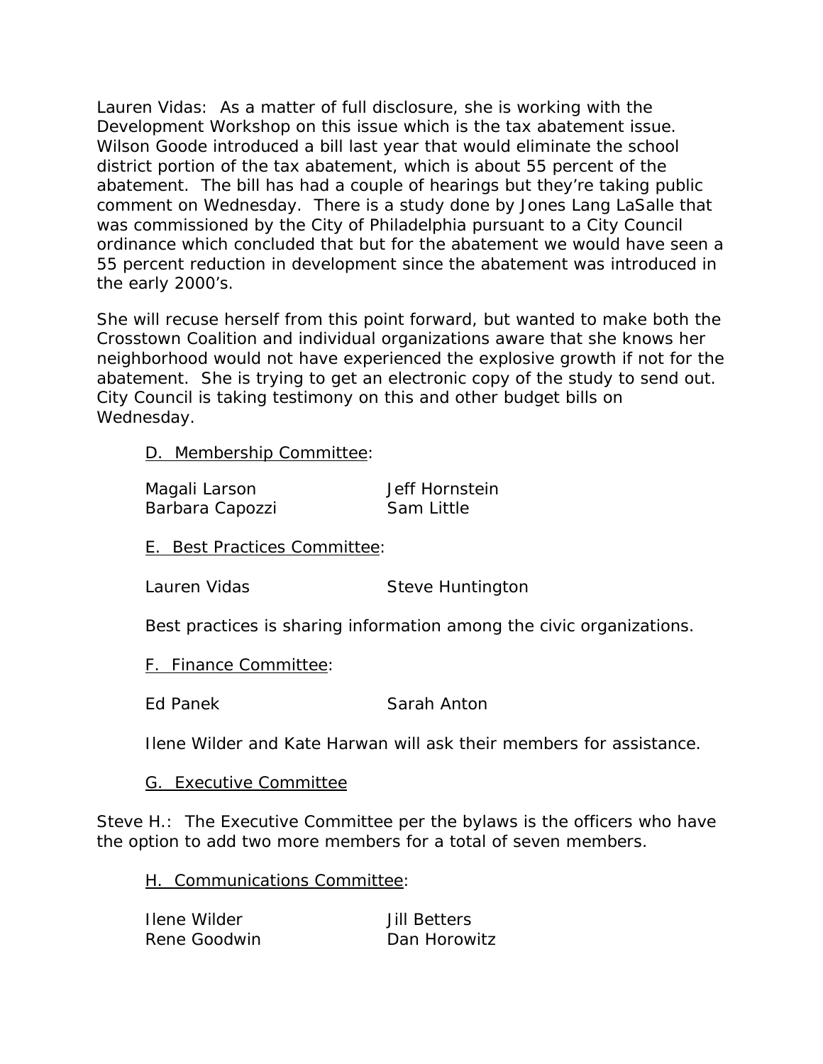Lauren Vidas: As a matter of full disclosure, she is working with the Development Workshop on this issue which is the tax abatement issue. Wilson Goode introduced a bill last year that would eliminate the school district portion of the tax abatement, which is about 55 percent of the abatement. The bill has had a couple of hearings but they're taking public comment on Wednesday. There is a study done by Jones Lang LaSalle that was commissioned by the City of Philadelphia pursuant to a City Council ordinance which concluded that but for the abatement we would have seen a 55 percent reduction in development since the abatement was introduced in the early 2000's.

She will recuse herself from this point forward, but wanted to make both the Crosstown Coalition and individual organizations aware that she knows her neighborhood would not have experienced the explosive growth if not for the abatement. She is trying to get an electronic copy of the study to send out. City Council is taking testimony on this and other budget bills on Wednesday.

<u>D. Membership Committee</u>:

| | |
|---|---|
| Magali Larson | Jeff Hornstein |
| Barbara Capozzi | Sam Little |

<u>E. Best Practices Committee</u>:

| | |
|---|---|
| Lauren Vidas | Steve Huntington |

Best practices is sharing information among the civic organizations.

<u>F. Finance Committee</u>:

| | |
|---|---|
| Ed Panek | Sarah Anton |

Ilene Wilder and Kate Harwan will ask their members for assistance.

<u>G. Executive Committee</u>

Steve H.: The Executive Committee per the bylaws is the officers who have the option to add two more members for a total of seven members.

<u>H. Communications Committee</u>:

| | |
|---|---|
| Ilene Wilder | Jill Betters |
| Rene Goodwin | Dan Horowitz |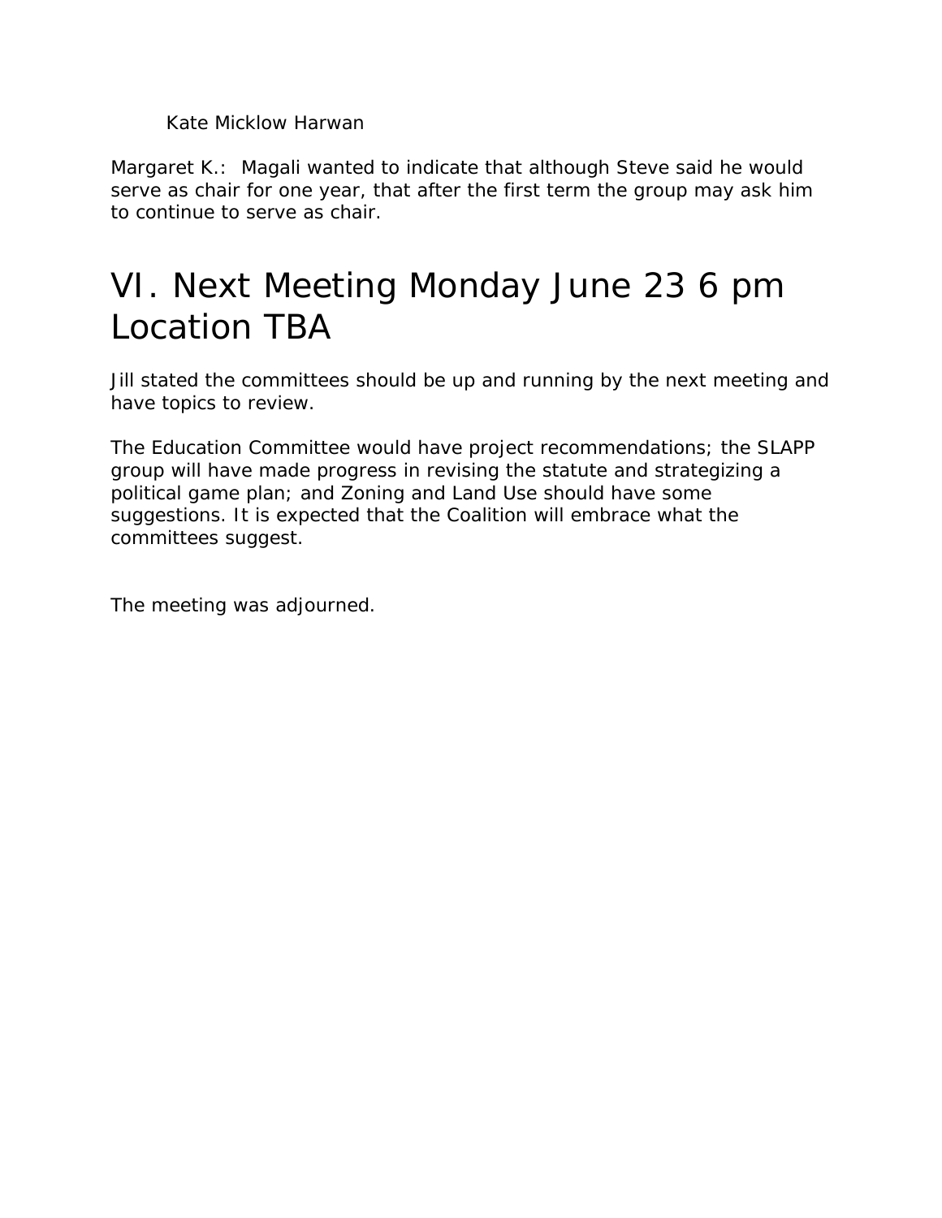Kate Micklow Harwan

Margaret K.: Magali wanted to indicate that although Steve said he would serve as chair for one year, that after the first term the group may ask him to continue to serve as chair.

# VI. Next Meeting Monday June 23 6 pm Location TBA

Jill stated the committees should be up and running by the next meeting and have topics to review.

The Education Committee would have project recommendations; the SLAPP group will have made progress in revising the statute and strategizing a political game plan; and Zoning and Land Use should have some suggestions. It is expected that the Coalition will embrace what the committees suggest.

The meeting was adjourned.